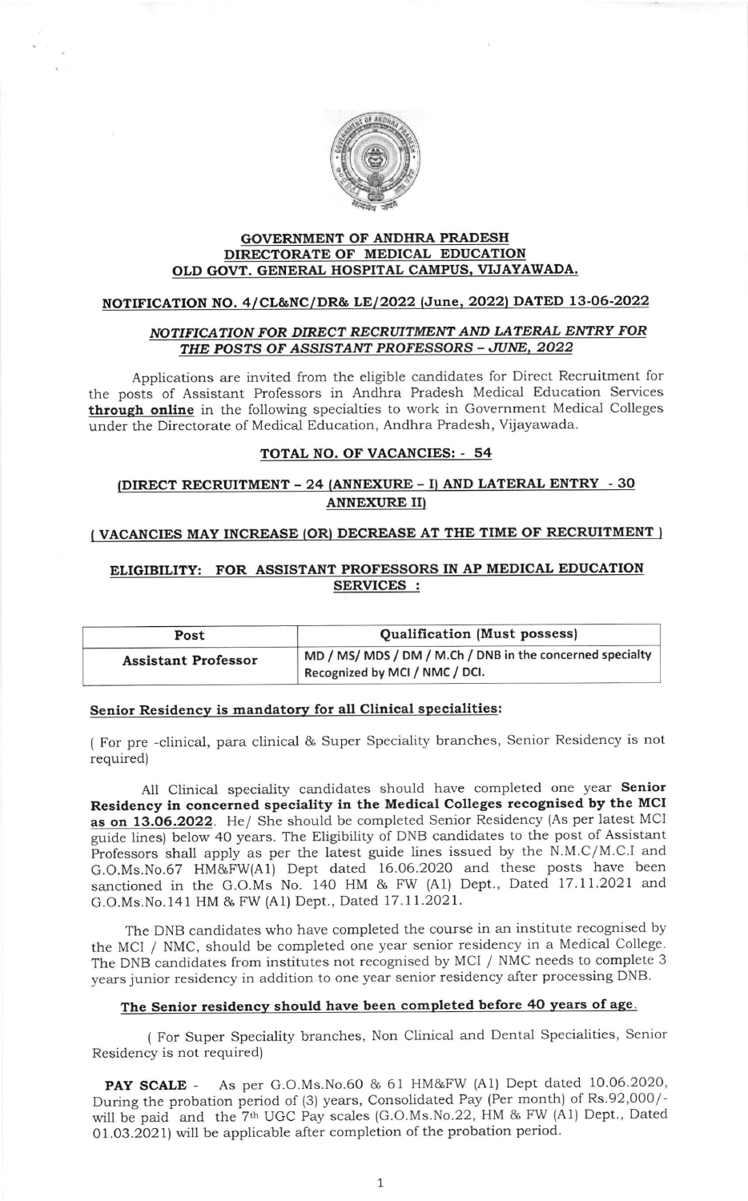# GOVERNMENT OF ANDHRA PRADESH
## DIRECTORATE OF MEDICAL EDUCATION
## OLD GOVT. GENERAL HOSPITAL CAMPUS, VIJAYAWADA.

### NOTIFICATION NO. 4/CL&NC/DR& LE/2022 (June, 2022) DATED 13-06-2022

***NOTIFICATION FOR DIRECT RECRUITMENT AND LATERAL ENTRY FOR THE POSTS OF ASSISTANT PROFESSORS – JUNE, 2022***

Applications are invited from the eligible candidates for Direct Recruitment for the posts of Assistant Professors in Andhra Pradesh Medical Education Services **through online** in the following specialties to work in Government Medical Colleges under the Directorate of Medical Education, Andhra Pradesh, Vijayawada.

**TOTAL NO. OF VACANCIES: - 54**

**(DIRECT RECRUITMENT – 24 (ANNEXURE – I) AND LATERAL ENTRY - 30 ANNEXURE II)**

**( VACANCIES MAY INCREASE (OR) DECREASE AT THE TIME OF RECRUITMENT )**

**ELIGIBILITY: FOR ASSISTANT PROFESSORS IN AP MEDICAL EDUCATION SERVICES :**

| Post | Qualification (Must possess) |
|---|---|
| **Assistant Professor** | MD / MS/ MDS / DM / M.Ch / DNB in the concerned specialty Recognized by MCI / NMC / DCI. |

**Senior Residency is mandatory for all Clinical specialities:**

( For pre -clinical, para clinical & Super Speciality branches, Senior Residency is not required)

All Clinical speciality candidates should have completed one year **Senior Residency in concerned speciality in the Medical Colleges recognised by the MCI as on 13.06.2022**. He/ She should be completed Senior Residency (As per latest MCI guide lines) below 40 years. The Eligibility of DNB candidates to the post of Assistant Professors shall apply as per the latest guide lines issued by the N.M.C/M.C.I and G.O.Ms.No.67 HM&FW(A1) Dept dated 16.06.2020 and these posts have been sanctioned in the G.O.Ms No. 140 HM & FW (A1) Dept., Dated 17.11.2021 and G.O.Ms.No.141 HM & FW (A1) Dept., Dated 17.11.2021.

The DNB candidates who have completed the course in an institute recognised by the MCI / NMC, should be completed one year senior residency in a Medical College. The DNB candidates from institutes not recognised by MCI / NMC needs to complete 3 years junior residency in addition to one year senior residency after processing DNB.

**The Senior residency should have been completed before 40 years of age.**

( For Super Speciality branches, Non Clinical and Dental Specialities, Senior Residency is not required)

**PAY SCALE** - As per G.O.Ms.No.60 & 61 HM&FW (A1) Dept dated 10.06.2020, During the probation period of (3) years, Consolidated Pay (Per month) of Rs.92,000/- will be paid and the 7th UGC Pay scales (G.O.Ms.No.22, HM & FW (A1) Dept., Dated 01.03.2021) will be applicable after completion of the probation period.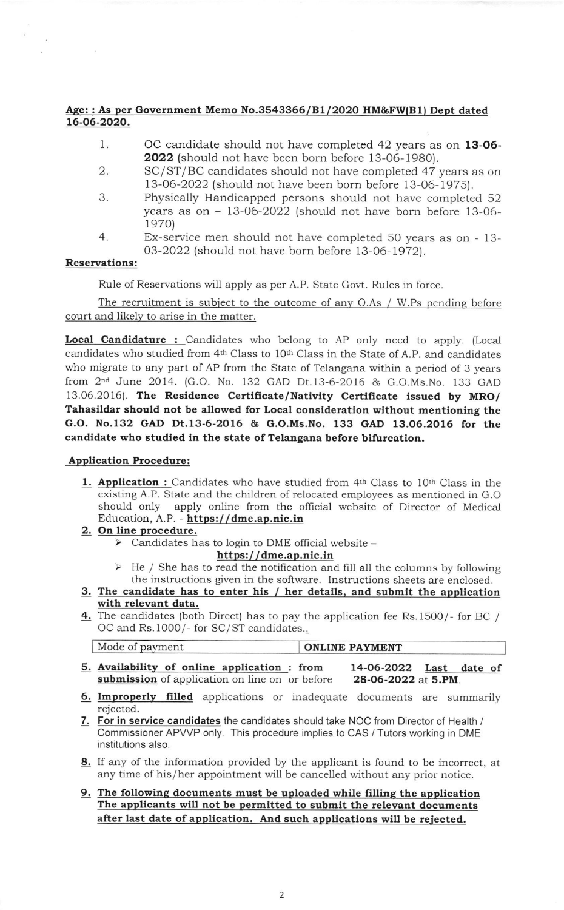**Age: : As per Government Memo No.3543366/B1/2020 HM&FW(B1) Dept dated 16-06-2020.**

1. OC candidate should not have completed 42 years as on **13-06-2022** (should not have been born before 13-06-1980).
2. SC/ST/BC candidates should not have completed 47 years as on 13-06-2022 (should not have been born before 13-06-1975).
3. Physically Handicapped persons should not have completed 52 years as on – 13-06-2022 (should not have born before 13-06-1970)
4. Ex-service men should not have completed 50 years as on - 13-03-2022 (should not have born before 13-06-1972).

**Reservations:**

Rule of Reservations will apply as per A.P. State Govt. Rules in force.

The recruitment is subject to the outcome of any O.As / W.Ps pending before court and likely to arise in the matter.

**Local Candidature :** Candidates who belong to AP only need to apply. (Local candidates who studied from 4th Class to 10th Class in the State of A.P. and candidates who migrate to any part of AP from the State of Telangana within a period of 3 years from 2nd June 2014. (G.O. No. 132 GAD Dt.13-6-2016 & G.O.Ms.No. 133 GAD 13.06.2016). **The Residence Certificate/Nativity Certificate issued by MRO/ Tahasildar should not be allowed for Local consideration without mentioning the G.O. No.132 GAD Dt.13-6-2016 & G.O.Ms.No. 133 GAD 13.06.2016 for the candidate who studied in the state of Telangana before bifurcation.**

**Application Procedure:**

1. **Application :** Candidates who have studied from 4th Class to 10th Class in the existing A.P. State and the children of relocated employees as mentioned in G.O should only apply online from the official website of Director of Medical Education, A.P. - **https://dme.ap.nic.in**
2. **On line procedure.**
   - Candidates has to login to DME official website – **https://dme.ap.nic.in**
   - He / She has to read the notification and fill all the columns by following the instructions given in the software. Instructions sheets are enclosed.
3. **The candidate has to enter his / her details, and submit the application with relevant data.**
4. The candidates (both Direct) has to pay the application fee Rs.1500/- for BC / OC and Rs.1000/- for SC/ST candidates.

| | |
|---|---|
| Mode of payment | **ONLINE PAYMENT** |

5. **Availability of online application : from 14-06-2022 Last date of submission** of application on line on or before **28-06-2022 at 5.PM.**
6. **Improperly filled** applications or inadequate documents are summarily rejected.
7. **For in service candidates** the candidates should take NOC from Director of Health / Commissioner APVVP only. This procedure implies to CAS / Tutors working in DME institutions also.
8. If any of the information provided by the applicant is found to be incorrect, at any time of his/her appointment will be cancelled without any prior notice.
9. **The following documents must be uploaded while filling the application The applicants will not be permitted to submit the relevant documents after last date of application. And such applications will be rejected.**